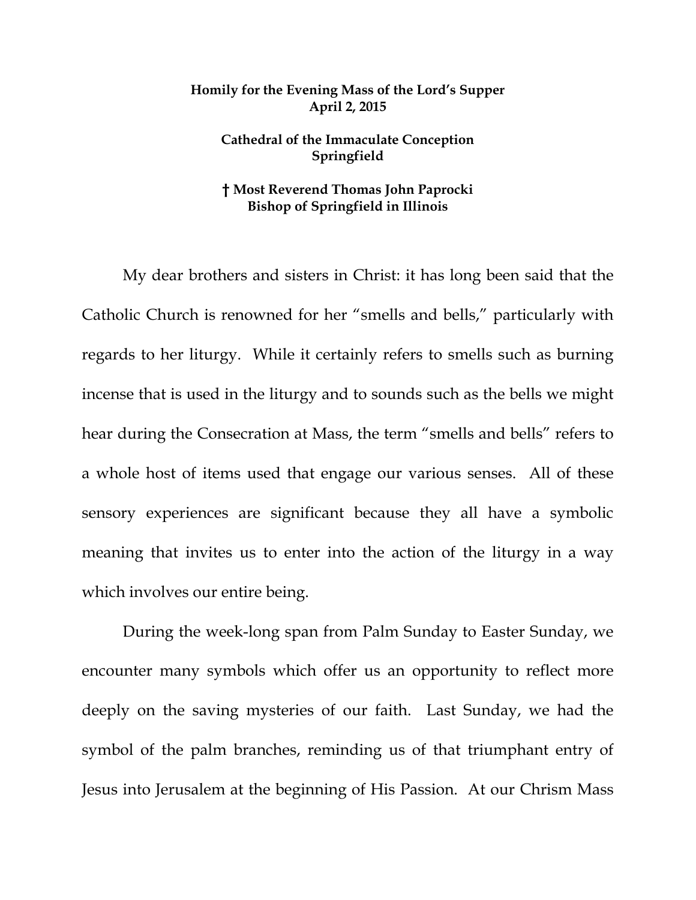**Homily for the Evening Mass of the Lord's Supper**
**April 2, 2015**

**Cathedral of the Immaculate Conception**
**Springfield**

**† Most Reverend Thomas John Paprocki**
**Bishop of Springfield in Illinois**

My dear brothers and sisters in Christ: it has long been said that the Catholic Church is renowned for her "smells and bells," particularly with regards to her liturgy. While it certainly refers to smells such as burning incense that is used in the liturgy and to sounds such as the bells we might hear during the Consecration at Mass, the term "smells and bells" refers to a whole host of items used that engage our various senses. All of these sensory experiences are significant because they all have a symbolic meaning that invites us to enter into the action of the liturgy in a way which involves our entire being.

During the week-long span from Palm Sunday to Easter Sunday, we encounter many symbols which offer us an opportunity to reflect more deeply on the saving mysteries of our faith. Last Sunday, we had the symbol of the palm branches, reminding us of that triumphant entry of Jesus into Jerusalem at the beginning of His Passion. At our Chrism Mass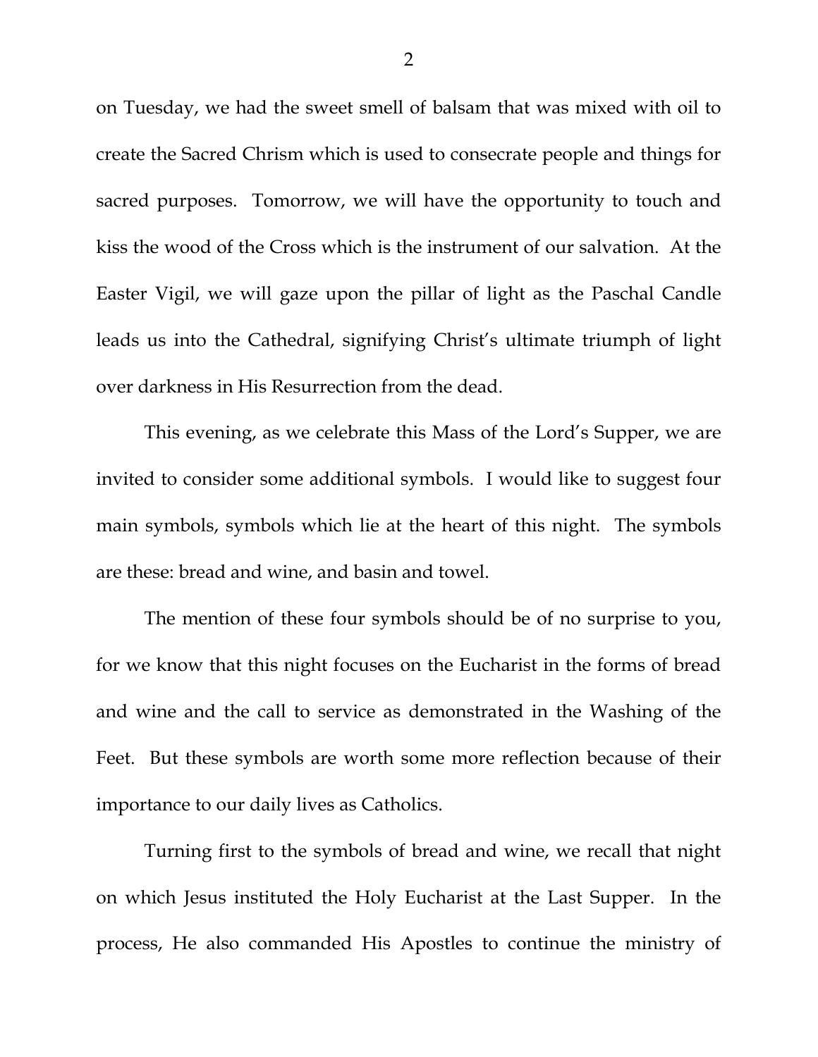on Tuesday, we had the sweet smell of balsam that was mixed with oil to create the Sacred Chrism which is used to consecrate people and things for sacred purposes. Tomorrow, we will have the opportunity to touch and kiss the wood of the Cross which is the instrument of our salvation. At the Easter Vigil, we will gaze upon the pillar of light as the Paschal Candle leads us into the Cathedral, signifying Christ's ultimate triumph of light over darkness in His Resurrection from the dead.

This evening, as we celebrate this Mass of the Lord's Supper, we are invited to consider some additional symbols. I would like to suggest four main symbols, symbols which lie at the heart of this night. The symbols are these: bread and wine, and basin and towel.

The mention of these four symbols should be of no surprise to you, for we know that this night focuses on the Eucharist in the forms of bread and wine and the call to service as demonstrated in the Washing of the Feet. But these symbols are worth some more reflection because of their importance to our daily lives as Catholics.

Turning first to the symbols of bread and wine, we recall that night on which Jesus instituted the Holy Eucharist at the Last Supper. In the process, He also commanded His Apostles to continue the ministry of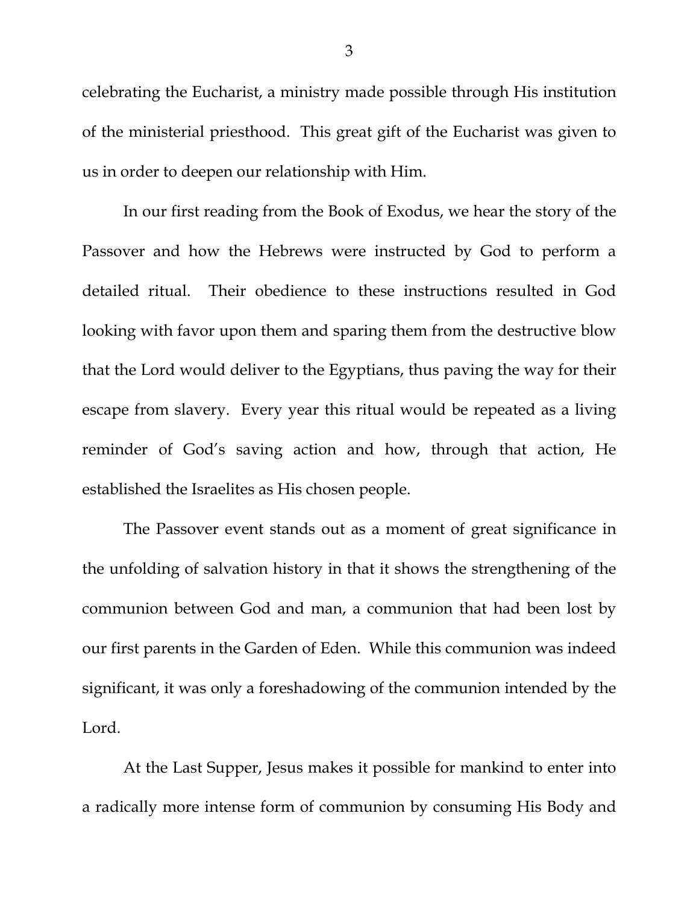celebrating the Eucharist, a ministry made possible through His institution of the ministerial priesthood. This great gift of the Eucharist was given to us in order to deepen our relationship with Him.

In our first reading from the Book of Exodus, we hear the story of the Passover and how the Hebrews were instructed by God to perform a detailed ritual. Their obedience to these instructions resulted in God looking with favor upon them and sparing them from the destructive blow that the Lord would deliver to the Egyptians, thus paving the way for their escape from slavery. Every year this ritual would be repeated as a living reminder of God's saving action and how, through that action, He established the Israelites as His chosen people.

The Passover event stands out as a moment of great significance in the unfolding of salvation history in that it shows the strengthening of the communion between God and man, a communion that had been lost by our first parents in the Garden of Eden. While this communion was indeed significant, it was only a foreshadowing of the communion intended by the Lord.

At the Last Supper, Jesus makes it possible for mankind to enter into a radically more intense form of communion by consuming His Body and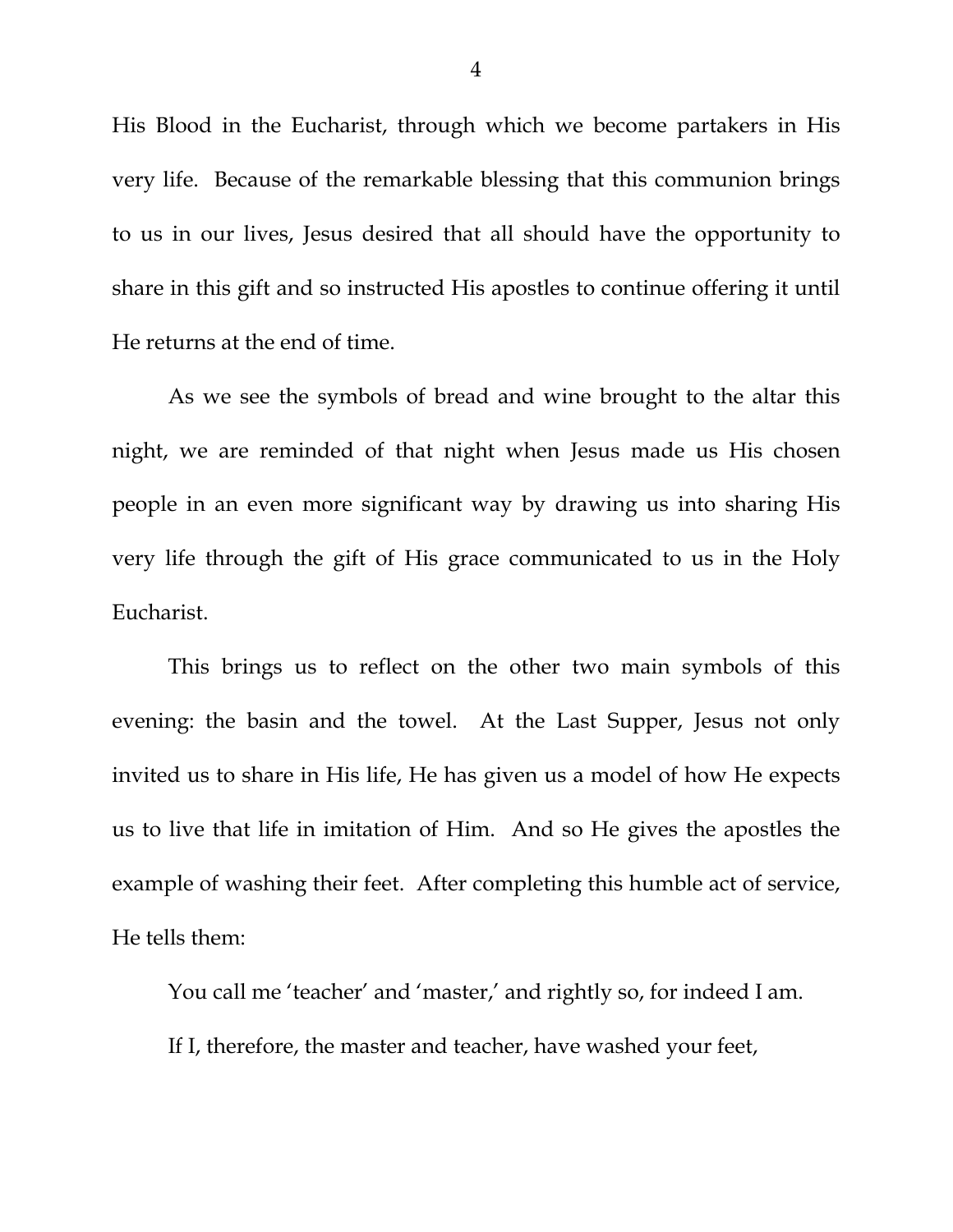His Blood in the Eucharist, through which we become partakers in His very life. Because of the remarkable blessing that this communion brings to us in our lives, Jesus desired that all should have the opportunity to share in this gift and so instructed His apostles to continue offering it until He returns at the end of time.

As we see the symbols of bread and wine brought to the altar this night, we are reminded of that night when Jesus made us His chosen people in an even more significant way by drawing us into sharing His very life through the gift of His grace communicated to us in the Holy Eucharist.

This brings us to reflect on the other two main symbols of this evening: the basin and the towel. At the Last Supper, Jesus not only invited us to share in His life, He has given us a model of how He expects us to live that life in imitation of Him. And so He gives the apostles the example of washing their feet. After completing this humble act of service, He tells them:

> You call me 'teacher' and 'master,' and rightly so, for indeed I am.
>
> If I, therefore, the master and teacher, have washed your feet,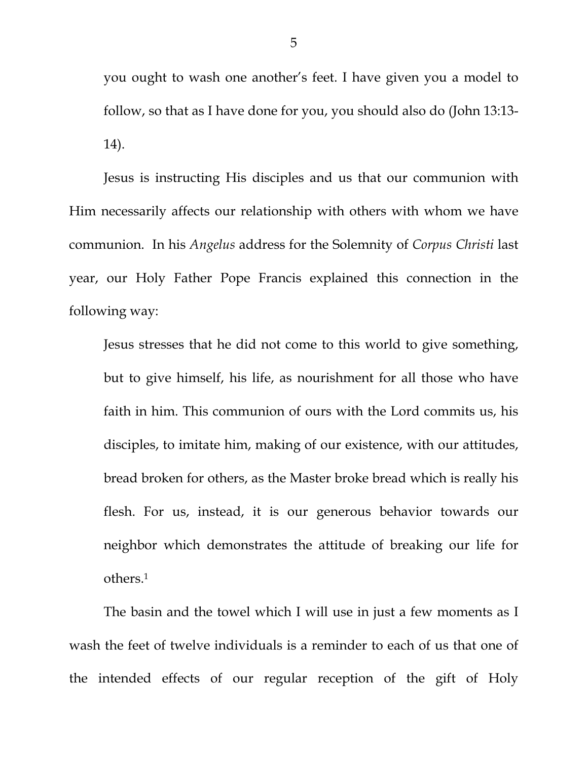you ought to wash one another's feet. I have given you a model to follow, so that as I have done for you, you should also do (John 13:13-14).

Jesus is instructing His disciples and us that our communion with Him necessarily affects our relationship with others with whom we have communion. In his *Angelus* address for the Solemnity of *Corpus Christi* last year, our Holy Father Pope Francis explained this connection in the following way:

> Jesus stresses that he did not come to this world to give something, but to give himself, his life, as nourishment for all those who have faith in him. This communion of ours with the Lord commits us, his disciples, to imitate him, making of our existence, with our attitudes, bread broken for others, as the Master broke bread which is really his flesh. For us, instead, it is our generous behavior towards our neighbor which demonstrates the attitude of breaking our life for others.[1]

The basin and the towel which I will use in just a few moments as I wash the feet of twelve individuals is a reminder to each of us that one of the intended effects of our regular reception of the gift of Holy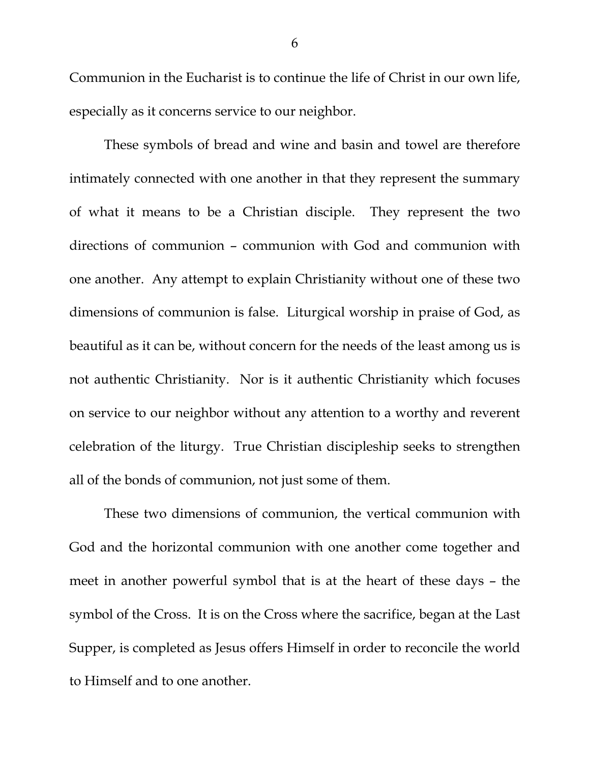Communion in the Eucharist is to continue the life of Christ in our own life, especially as it concerns service to our neighbor.

These symbols of bread and wine and basin and towel are therefore intimately connected with one another in that they represent the summary of what it means to be a Christian disciple. They represent the two directions of communion – communion with God and communion with one another. Any attempt to explain Christianity without one of these two dimensions of communion is false. Liturgical worship in praise of God, as beautiful as it can be, without concern for the needs of the least among us is not authentic Christianity. Nor is it authentic Christianity which focuses on service to our neighbor without any attention to a worthy and reverent celebration of the liturgy. True Christian discipleship seeks to strengthen all of the bonds of communion, not just some of them.

These two dimensions of communion, the vertical communion with God and the horizontal communion with one another come together and meet in another powerful symbol that is at the heart of these days – the symbol of the Cross. It is on the Cross where the sacrifice, began at the Last Supper, is completed as Jesus offers Himself in order to reconcile the world to Himself and to one another.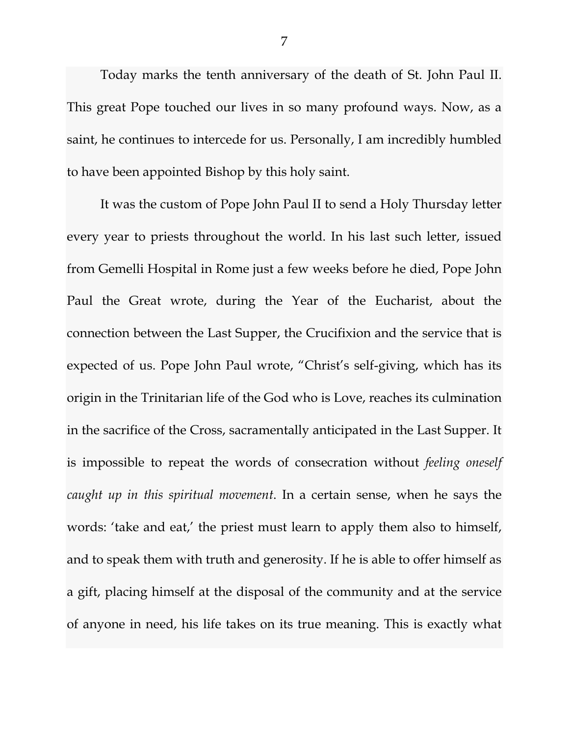Today marks the tenth anniversary of the death of St. John Paul II. This great Pope touched our lives in so many profound ways. Now, as a saint, he continues to intercede for us. Personally, I am incredibly humbled to have been appointed Bishop by this holy saint.

It was the custom of Pope John Paul II to send a Holy Thursday letter every year to priests throughout the world. In his last such letter, issued from Gemelli Hospital in Rome just a few weeks before he died, Pope John Paul the Great wrote, during the Year of the Eucharist, about the connection between the Last Supper, the Crucifixion and the service that is expected of us. Pope John Paul wrote, "Christ's self-giving, which has its origin in the Trinitarian life of the God who is Love, reaches its culmination in the sacrifice of the Cross, sacramentally anticipated in the Last Supper. It is impossible to repeat the words of consecration without *feeling oneself caught up in this spiritual movement*. In a certain sense, when he says the words: 'take and eat,' the priest must learn to apply them also to himself, and to speak them with truth and generosity. If he is able to offer himself as a gift, placing himself at the disposal of the community and at the service of anyone in need, his life takes on its true meaning. This is exactly what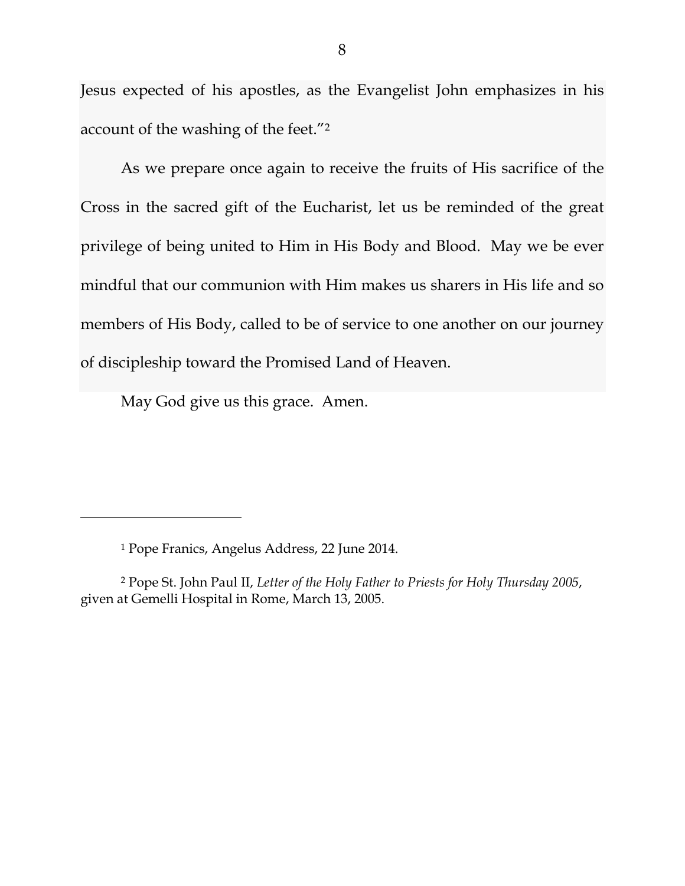Jesus expected of his apostles, as the Evangelist John emphasizes in his account of the washing of the feet."[2]

As we prepare once again to receive the fruits of His sacrifice of the Cross in the sacred gift of the Eucharist, let us be reminded of the great privilege of being united to Him in His Body and Blood. May we be ever mindful that our communion with Him makes us sharers in His life and so members of His Body, called to be of service to one another on our journey of discipleship toward the Promised Land of Heaven.

May God give us this grace. Amen.

---

[1] Pope Franics, Angelus Address, 22 June 2014.

[2] Pope St. John Paul II, *Letter of the Holy Father to Priests for Holy Thursday 2005*, given at Gemelli Hospital in Rome, March 13, 2005.